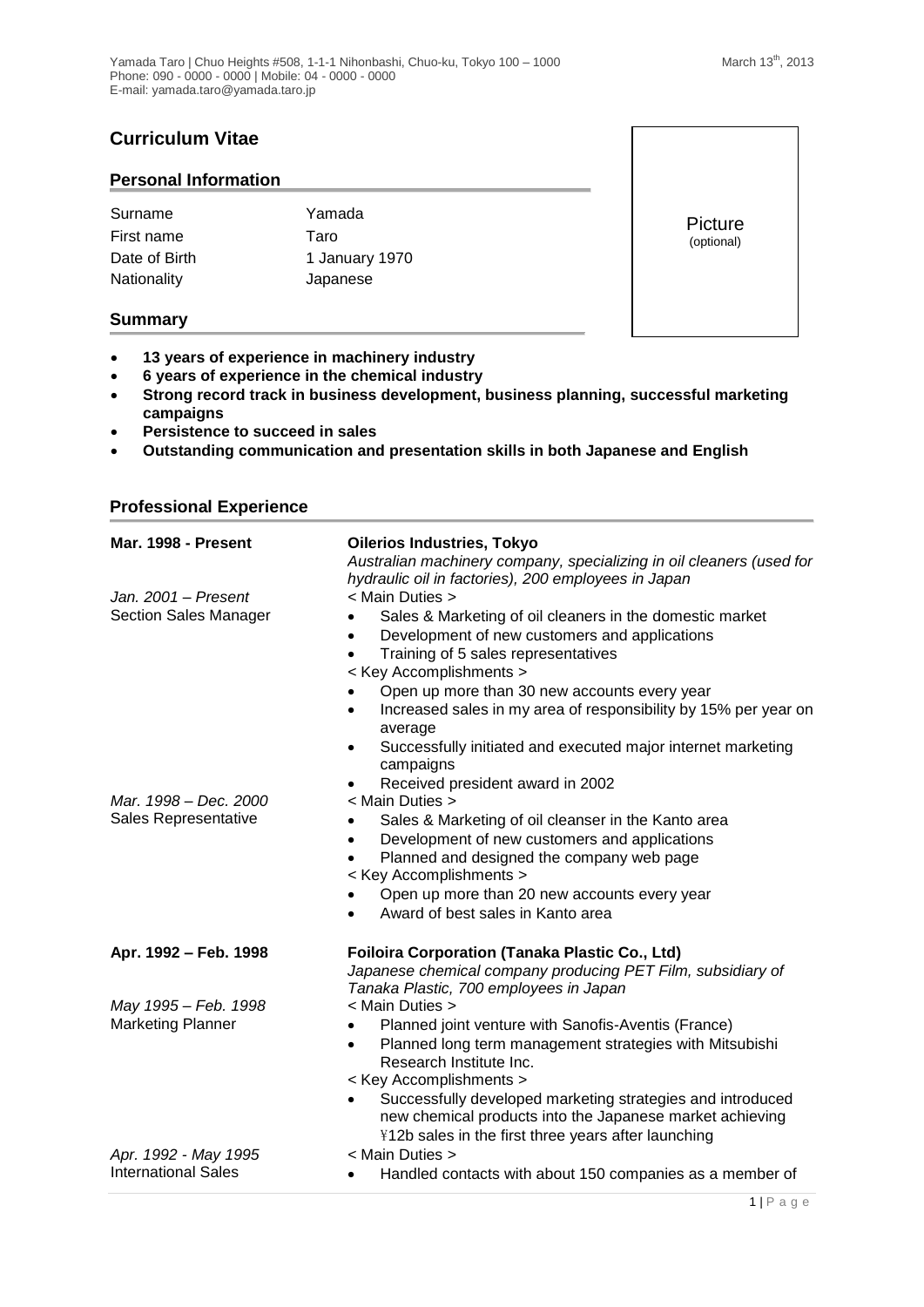Yamada Taro | Chuo Heights #508, 1-1-1 Nihonbashi, Chuo-ku, Tokyo 100 – 1000
Phone: 090 - 0000 - 0000 | Mobile: 04 - 0000 - 0000
E-mail: yamada.taro@yamada.taro.jp

March 13th, 2013

# Curriculum Vitae

## Personal Information

| | |
|---|---|
| Surname | Yamada |
| First name | Taro |
| Date of Birth | 1 January 1970 |
| Nationality | Japanese |

Picture
(optional)

## Summary

- **13 years of experience in machinery industry**
- **6 years of experience in the chemical industry**
- **Strong record track in business development, business planning, successful marketing campaigns**
- **Persistence to succeed in sales**
- **Outstanding communication and presentation skills in both Japanese and English**

## Professional Experience

**Mar. 1998 - Present** — **Oilerios Industries, Tokyo**

*Australian machinery company, specializing in oil cleaners (used for hydraulic oil in factories), 200 employees in Japan*

*Jan. 2001 – Present*
Section Sales Manager

< Main Duties >

- Sales & Marketing of oil cleaners in the domestic market
- Development of new customers and applications
- Training of 5 sales representatives

< Key Accomplishments >

- Open up more than 30 new accounts every year
- Increased sales in my area of responsibility by 15% per year on average
- Successfully initiated and executed major internet marketing campaigns
- Received president award in 2002

*Mar. 1998 – Dec. 2000*
Sales Representative

< Main Duties >

- Sales & Marketing of oil cleanser in the Kanto area
- Development of new customers and applications
- Planned and designed the company web page

< Key Accomplishments >

- Open up more than 20 new accounts every year
- Award of best sales in Kanto area

**Apr. 1992 – Feb. 1998** — **Foiloira Corporation (Tanaka Plastic Co., Ltd)**

*Japanese chemical company producing PET Film, subsidiary of Tanaka Plastic, 700 employees in Japan*

*May 1995 – Feb. 1998*
Marketing Planner

< Main Duties >

- Planned joint venture with Sanofis-Aventis (France)
- Planned long term management strategies with Mitsubishi Research Institute Inc.

< Key Accomplishments >

- Successfully developed marketing strategies and introduced new chemical products into the Japanese market achieving ¥12b sales in the first three years after launching

*Apr. 1992 - May 1995*
International Sales

< Main Duties >

- Handled contacts with about 150 companies as a member of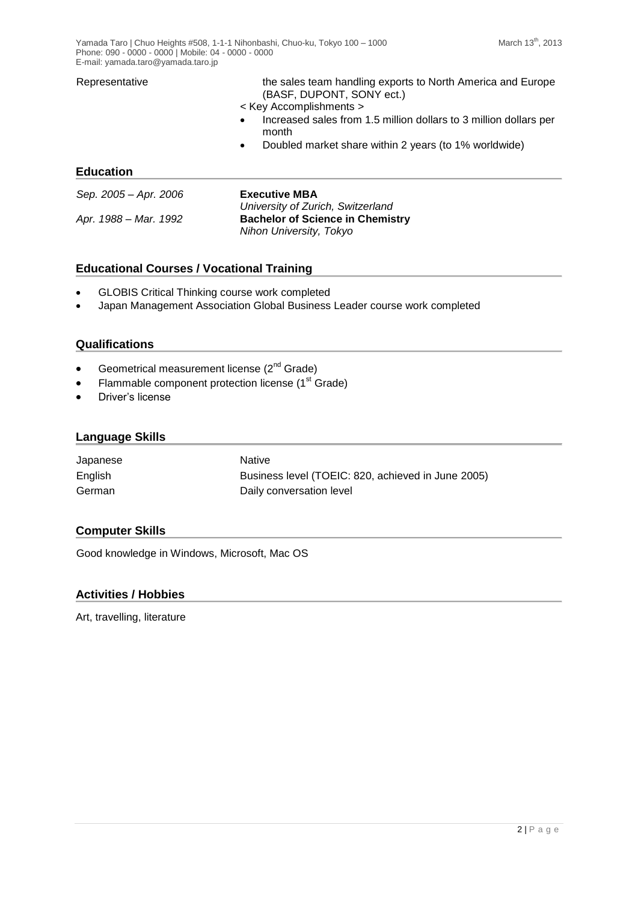Representative — the sales team handling exports to North America and Europe (BASF, DUPONT, SONY ect.)

< Key Accomplishments >

- Increased sales from 1.5 million dollars to 3 million dollars per month
- Doubled market share within 2 years (to 1% worldwide)

## Education

| | |
|---|---|
| *Sep. 2005 – Apr. 2006* | **Executive MBA**<br>*University of Zurich, Switzerland* |
| *Apr. 1988 – Mar. 1992* | **Bachelor of Science in Chemistry**<br>*Nihon University, Tokyo* |

## Educational Courses / Vocational Training

- GLOBIS Critical Thinking course work completed
- Japan Management Association Global Business Leader course work completed

## Qualifications

- Geometrical measurement license (2nd Grade)
- Flammable component protection license (1st Grade)
- Driver's license

## Language Skills

| | |
|---|---|
| Japanese | Native |
| English | Business level (TOEIC: 820, achieved in June 2005) |
| German | Daily conversation level |

## Computer Skills

Good knowledge in Windows, Microsoft, Mac OS

## Activities / Hobbies

Art, travelling, literature